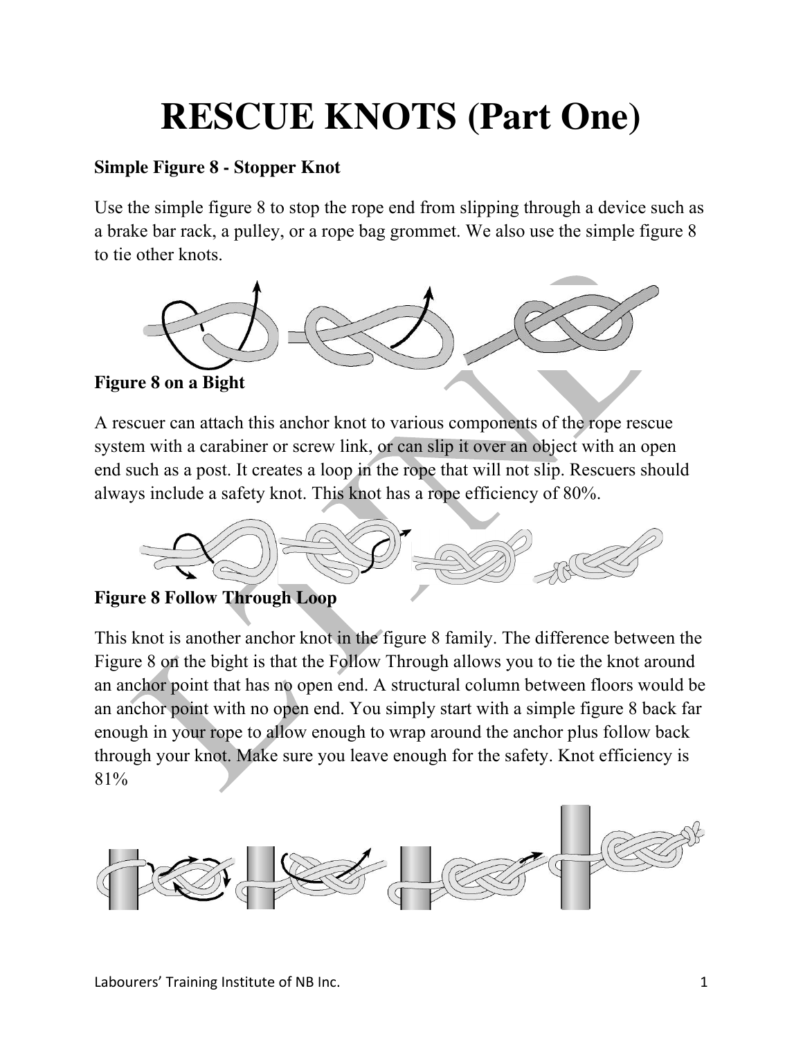# RESCUE KNOTS (Part One)

**Simple Figure 8 - Stopper Knot**

Use the simple figure 8 to stop the rope end from slipping through a device such as a brake bar rack, a pulley, or a rope bag grommet. We also use the simple figure 8 to tie other knots.

**Figure 8 on a Bight**

A rescuer can attach this anchor knot to various components of the rope rescue system with a carabiner or screw link, or can slip it over an object with an open end such as a post. It creates a loop in the rope that will not slip. Rescuers should always include a safety knot. This knot has a rope efficiency of 80%.

**Figure 8 Follow Through Loop**

This knot is another anchor knot in the figure 8 family. The difference between the Figure 8 on the bight is that the Follow Through allows you to tie the knot around an anchor point that has no open end. A structural column between floors would be an anchor point with no open end. You simply start with a simple figure 8 back far enough in your rope to allow enough to wrap around the anchor plus follow back through your knot. Make sure you leave enough for the safety. Knot efficiency is 81%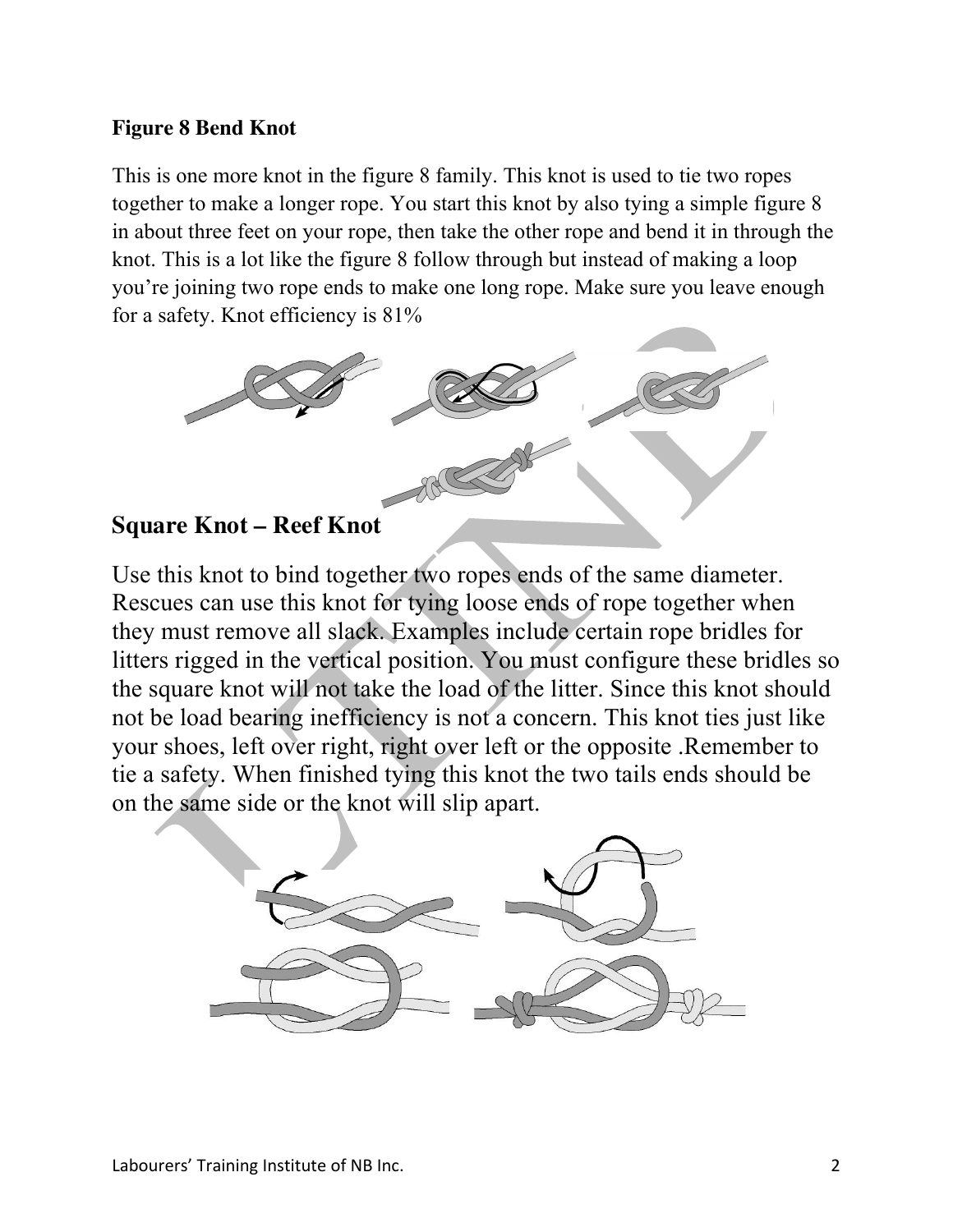**Figure 8 Bend Knot**

This is one more knot in the figure 8 family. This knot is used to tie two ropes together to make a longer rope. You start this knot by also tying a simple figure 8 in about three feet on your rope, then take the other rope and bend it in through the knot. This is a lot like the figure 8 follow through but instead of making a loop you're joining two rope ends to make one long rope. Make sure you leave enough for a safety. Knot efficiency is 81%

## Square Knot – Reef Knot

Use this knot to bind together two ropes ends of the same diameter. Rescues can use this knot for tying loose ends of rope together when they must remove all slack. Examples include certain rope bridles for litters rigged in the vertical position. You must configure these bridles so the square knot will not take the load of the litter. Since this knot should not be load bearing inefficiency is not a concern. This knot ties just like your shoes, left over right, right over left or the opposite .Remember to tie a safety. When finished tying this knot the two tails ends should be on the same side or the knot will slip apart.